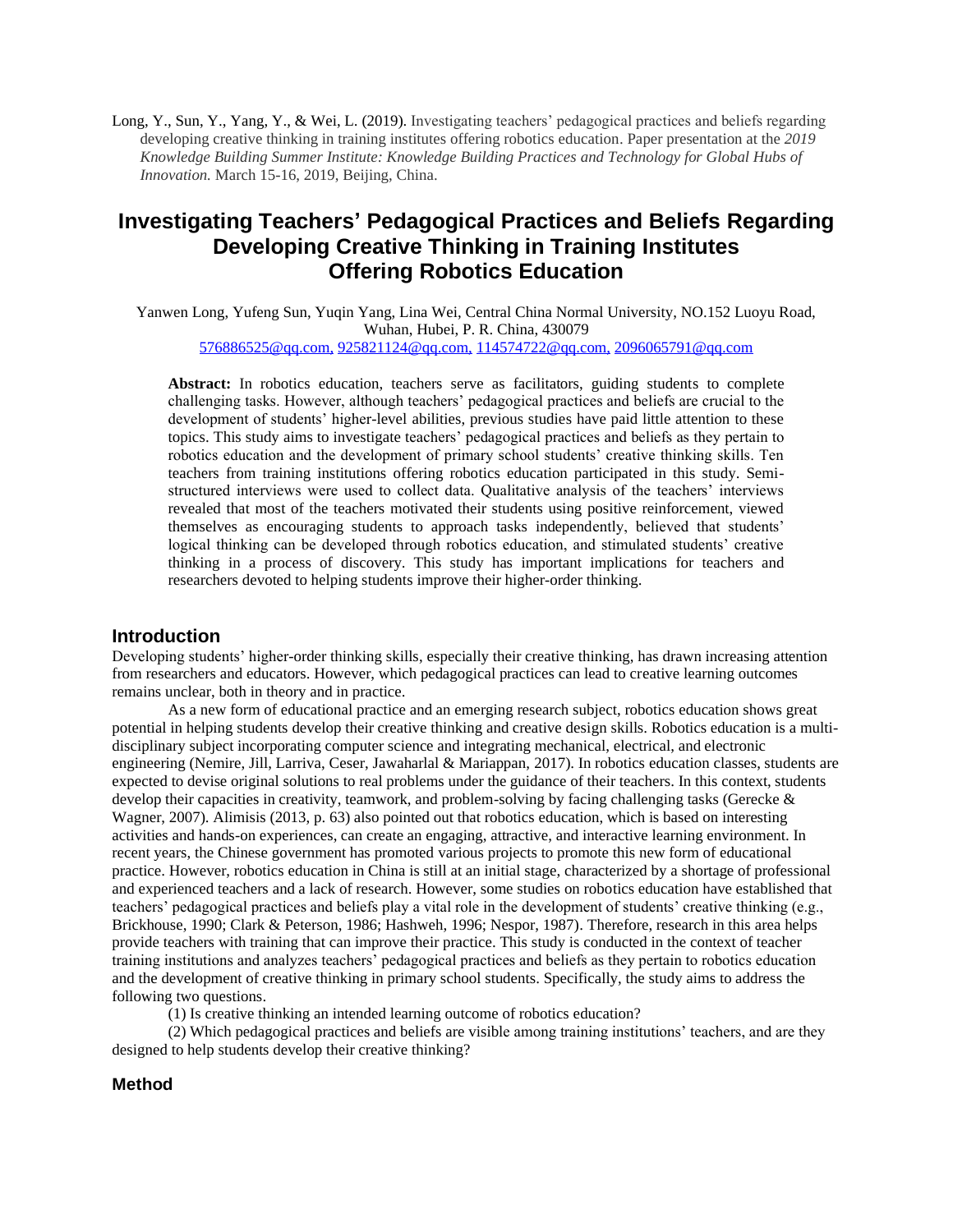Long, Y., Sun, Y., Yang, Y., & Wei, L. (2019). Investigating teachers' pedagogical practices and beliefs regarding developing creative thinking in training institutes offering robotics education. Paper presentation at the *2019 Knowledge Building Summer Institute: Knowledge Building Practices and Technology for Global Hubs of Innovation.* March 15-16, 2019, Beijing, China.

# Investigating Teachers' Pedagogical Practices and Beliefs Regarding Developing Creative Thinking in Training Institutes Offering Robotics Education

Yanwen Long, Yufeng Sun, Yuqin Yang, Lina Wei, Central China Normal University, NO.152 Luoyu Road, Wuhan, Hubei, P. R. China, 430079
576886525@qq.com, 925821124@qq.com, 114574722@qq.com, 2096065791@qq.com

**Abstract:** In robotics education, teachers serve as facilitators, guiding students to complete challenging tasks. However, although teachers' pedagogical practices and beliefs are crucial to the development of students' higher-level abilities, previous studies have paid little attention to these topics. This study aims to investigate teachers' pedagogical practices and beliefs as they pertain to robotics education and the development of primary school students' creative thinking skills. Ten teachers from training institutions offering robotics education participated in this study. Semi-structured interviews were used to collect data. Qualitative analysis of the teachers' interviews revealed that most of the teachers motivated their students using positive reinforcement, viewed themselves as encouraging students to approach tasks independently, believed that students' logical thinking can be developed through robotics education, and stimulated students' creative thinking in a process of discovery. This study has important implications for teachers and researchers devoted to helping students improve their higher-order thinking.

## Introduction

Developing students' higher-order thinking skills, especially their creative thinking, has drawn increasing attention from researchers and educators. However, which pedagogical practices can lead to creative learning outcomes remains unclear, both in theory and in practice.

As a new form of educational practice and an emerging research subject, robotics education shows great potential in helping students develop their creative thinking and creative design skills. Robotics education is a multi-disciplinary subject incorporating computer science and integrating mechanical, electrical, and electronic engineering (Nemire, Jill, Larriva, Ceser, Jawaharlal & Mariappan, 2017). In robotics education classes, students are expected to devise original solutions to real problems under the guidance of their teachers. In this context, students develop their capacities in creativity, teamwork, and problem-solving by facing challenging tasks (Gerecke & Wagner, 2007). Alimisis (2013, p. 63) also pointed out that robotics education, which is based on interesting activities and hands-on experiences, can create an engaging, attractive, and interactive learning environment. In recent years, the Chinese government has promoted various projects to promote this new form of educational practice. However, robotics education in China is still at an initial stage, characterized by a shortage of professional and experienced teachers and a lack of research. However, some studies on robotics education have established that teachers' pedagogical practices and beliefs play a vital role in the development of students' creative thinking (e.g., Brickhouse, 1990; Clark & Peterson, 1986; Hashweh, 1996; Nespor, 1987). Therefore, research in this area helps provide teachers with training that can improve their practice. This study is conducted in the context of teacher training institutions and analyzes teachers' pedagogical practices and beliefs as they pertain to robotics education and the development of creative thinking in primary school students. Specifically, the study aims to address the following two questions.

(1) Is creative thinking an intended learning outcome of robotics education?

(2) Which pedagogical practices and beliefs are visible among training institutions' teachers, and are they designed to help students develop their creative thinking?

## Method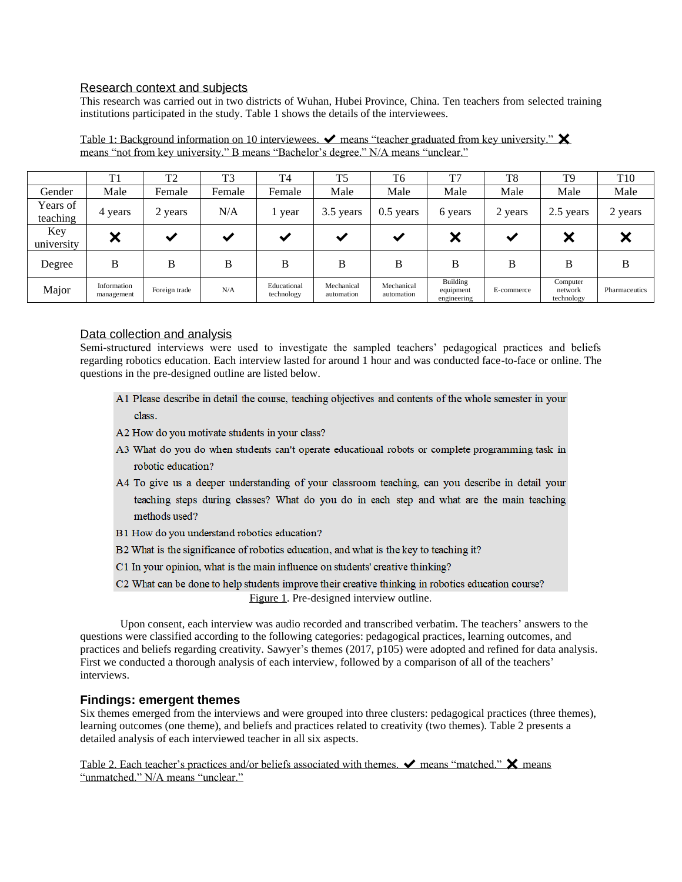## Research context and subjects

This research was carried out in two districts of Wuhan, Hubei Province, China. Ten teachers from selected training institutions participated in the study. Table 1 shows the details of the interviewees.

Table 1: Background information on 10 interviewees. ✔ means "teacher graduated from key university." ✘ means "not from key university." B means "Bachelor's degree." N/A means "unclear."

| | T1 | T2 | T3 | T4 | T5 | T6 | T7 | T8 | T9 | T10 |
|---|---|---|---|---|---|---|---|---|---|---|
| Gender | Male | Female | Female | Female | Male | Male | Male | Male | Male | Male |
| Years of teaching | 4 years | 2 years | N/A | 1 year | 3.5 years | 0.5 years | 6 years | 2 years | 2.5 years | 2 years |
| Key university | ✘ | ✔ | ✔ | ✔ | ✔ | ✔ | ✘ | ✔ | ✘ | ✘ |
| Degree | B | B | B | B | B | B | B | B | B | B |
| Major | Information management | Foreign trade | N/A | Educational technology | Mechanical automation | Mechanical automation | Building equipment engineering | E-commerce | Computer network technology | Pharmaceutics |

## Data collection and analysis

Semi-structured interviews were used to investigate the sampled teachers' pedagogical practices and beliefs regarding robotics education. Each interview lasted for around 1 hour and was conducted face-to-face or online. The questions in the pre-designed outline are listed below.

A1 Please describe in detail the course, teaching objectives and contents of the whole semester in your class.
A2 How do you motivate students in your class?
A3 What do you do when students can't operate educational robots or complete programming task in robotic education?
A4 To give us a deeper understanding of your classroom teaching, can you describe in detail your teaching steps during classes? What do you do in each step and what are the main teaching methods used?
B1 How do you understand robotics education?
B2 What is the significance of robotics education, and what is the key to teaching it?
C1 In your opinion, what is the main influence on students' creative thinking?
C2 What can be done to help students improve their creative thinking in robotics education course?

Figure 1. Pre-designed interview outline.

Upon consent, each interview was audio recorded and transcribed verbatim. The teachers' answers to the questions were classified according to the following categories: pedagogical practices, learning outcomes, and practices and beliefs regarding creativity. Sawyer's themes (2017, p105) were adopted and refined for data analysis. First we conducted a thorough analysis of each interview, followed by a comparison of all of the teachers' interviews.

## Findings: emergent themes

Six themes emerged from the interviews and were grouped into three clusters: pedagogical practices (three themes), learning outcomes (one theme), and beliefs and practices related to creativity (two themes). Table 2 presents a detailed analysis of each interviewed teacher in all six aspects.

Table 2. Each teacher's practices and/or beliefs associated with themes. ✔ means "matched." ✘ means "unmatched." N/A means "unclear."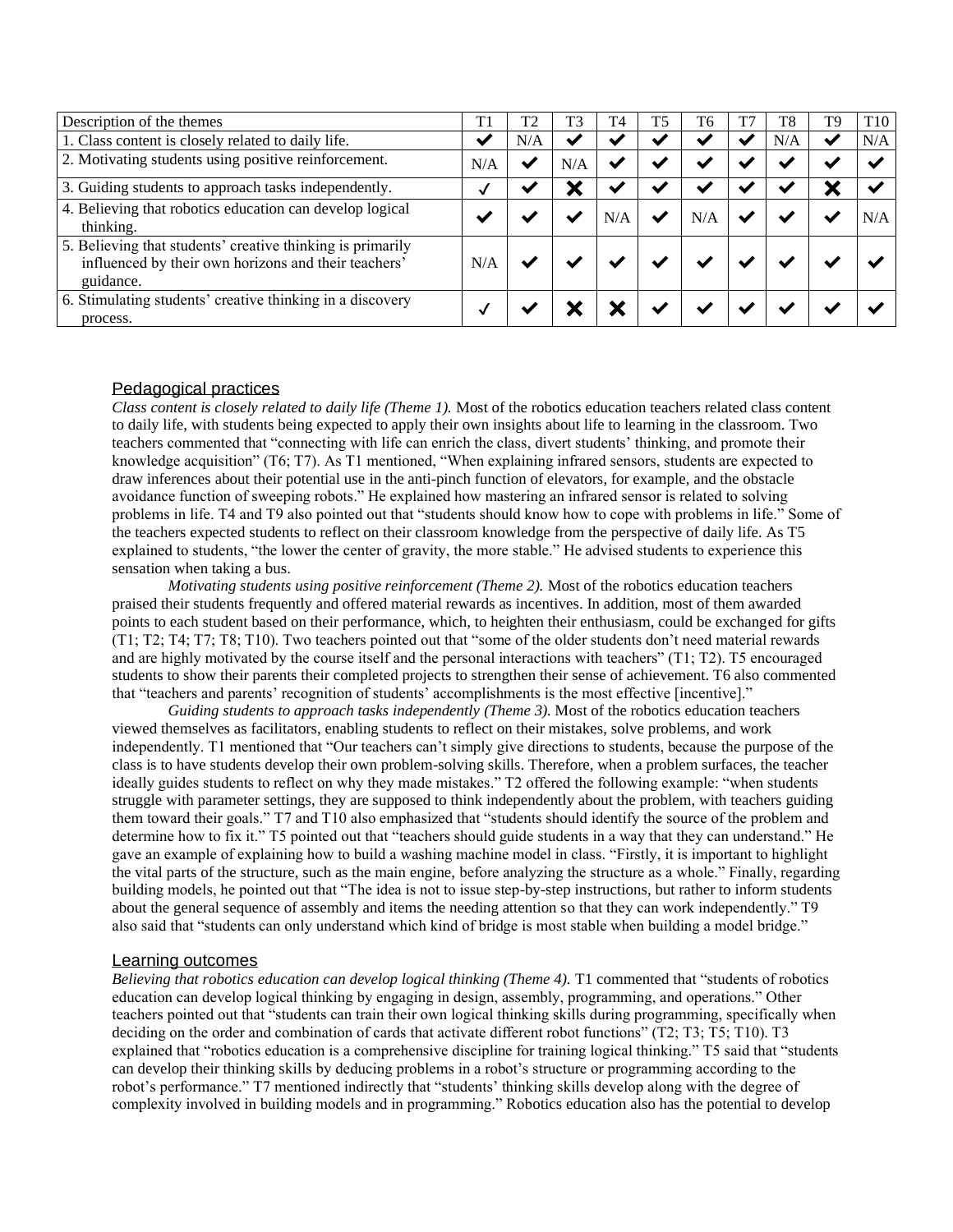| Description of the themes | T1 | T2 | T3 | T4 | T5 | T6 | T7 | T8 | T9 | T10 |
|---|---|---|---|---|---|---|---|---|---|---|
| 1. Class content is closely related to daily life. | ✔ | N/A | ✔ | ✔ | ✔ | ✔ | ✔ | N/A | ✔ | N/A |
| 2. Motivating students using positive reinforcement. | N/A | ✔ | N/A | ✔ | ✔ | ✔ | ✔ | ✔ | ✔ | ✔ |
| 3. Guiding students to approach tasks independently. | ✓ | ✔ | ✖ | ✔ | ✔ | ✔ | ✔ | ✔ | ✖ | ✔ |
| 4. Believing that robotics education can develop logical thinking. | ✔ | ✔ | ✔ | N/A | ✔ | N/A | ✔ | ✔ | ✔ | N/A |
| 5. Believing that students' creative thinking is primarily influenced by their own horizons and their teachers' guidance. | N/A | ✔ | ✔ | ✔ | ✔ | ✔ | ✔ | ✔ | ✔ | ✔ |
| 6. Stimulating students' creative thinking in a discovery process. | ✓ | ✔ | ✖ | ✖ | ✔ | ✔ | ✔ | ✔ | ✔ | ✔ |

## Pedagogical practices

*Class content is closely related to daily life (Theme 1).* Most of the robotics education teachers related class content to daily life, with students being expected to apply their own insights about life to learning in the classroom. Two teachers commented that "connecting with life can enrich the class, divert students' thinking, and promote their knowledge acquisition" (T6; T7). As T1 mentioned, "When explaining infrared sensors, students are expected to draw inferences about their potential use in the anti-pinch function of elevators, for example, and the obstacle avoidance function of sweeping robots." He explained how mastering an infrared sensor is related to solving problems in life. T4 and T9 also pointed out that "students should know how to cope with problems in life." Some of the teachers expected students to reflect on their classroom knowledge from the perspective of daily life. As T5 explained to students, "the lower the center of gravity, the more stable." He advised students to experience this sensation when taking a bus.

*Motivating students using positive reinforcement (Theme 2).* Most of the robotics education teachers praised their students frequently and offered material rewards as incentives. In addition, most of them awarded points to each student based on their performance, which, to heighten their enthusiasm, could be exchanged for gifts (T1; T2; T4; T7; T8; T10). Two teachers pointed out that "some of the older students don't need material rewards and are highly motivated by the course itself and the personal interactions with teachers" (T1; T2). T5 encouraged students to show their parents their completed projects to strengthen their sense of achievement. T6 also commented that "teachers and parents' recognition of students' accomplishments is the most effective [incentive]."

*Guiding students to approach tasks independently (Theme 3).* Most of the robotics education teachers viewed themselves as facilitators, enabling students to reflect on their mistakes, solve problems, and work independently. T1 mentioned that "Our teachers can't simply give directions to students, because the purpose of the class is to have students develop their own problem-solving skills. Therefore, when a problem surfaces, the teacher ideally guides students to reflect on why they made mistakes." T2 offered the following example: "when students struggle with parameter settings, they are supposed to think independently about the problem, with teachers guiding them toward their goals." T7 and T10 also emphasized that "students should identify the source of the problem and determine how to fix it." T5 pointed out that "teachers should guide students in a way that they can understand." He gave an example of explaining how to build a washing machine model in class. "Firstly, it is important to highlight the vital parts of the structure, such as the main engine, before analyzing the structure as a whole." Finally, regarding building models, he pointed out that "The idea is not to issue step-by-step instructions, but rather to inform students about the general sequence of assembly and items the needing attention so that they can work independently." T9 also said that "students can only understand which kind of bridge is most stable when building a model bridge."

## Learning outcomes

*Believing that robotics education can develop logical thinking (Theme 4).* T1 commented that "students of robotics education can develop logical thinking by engaging in design, assembly, programming, and operations." Other teachers pointed out that "students can train their own logical thinking skills during programming, specifically when deciding on the order and combination of cards that activate different robot functions" (T2; T3; T5; T10). T3 explained that "robotics education is a comprehensive discipline for training logical thinking." T5 said that "students can develop their thinking skills by deducing problems in a robot's structure or programming according to the robot's performance." T7 mentioned indirectly that "students' thinking skills develop along with the degree of complexity involved in building models and in programming." Robotics education also has the potential to develop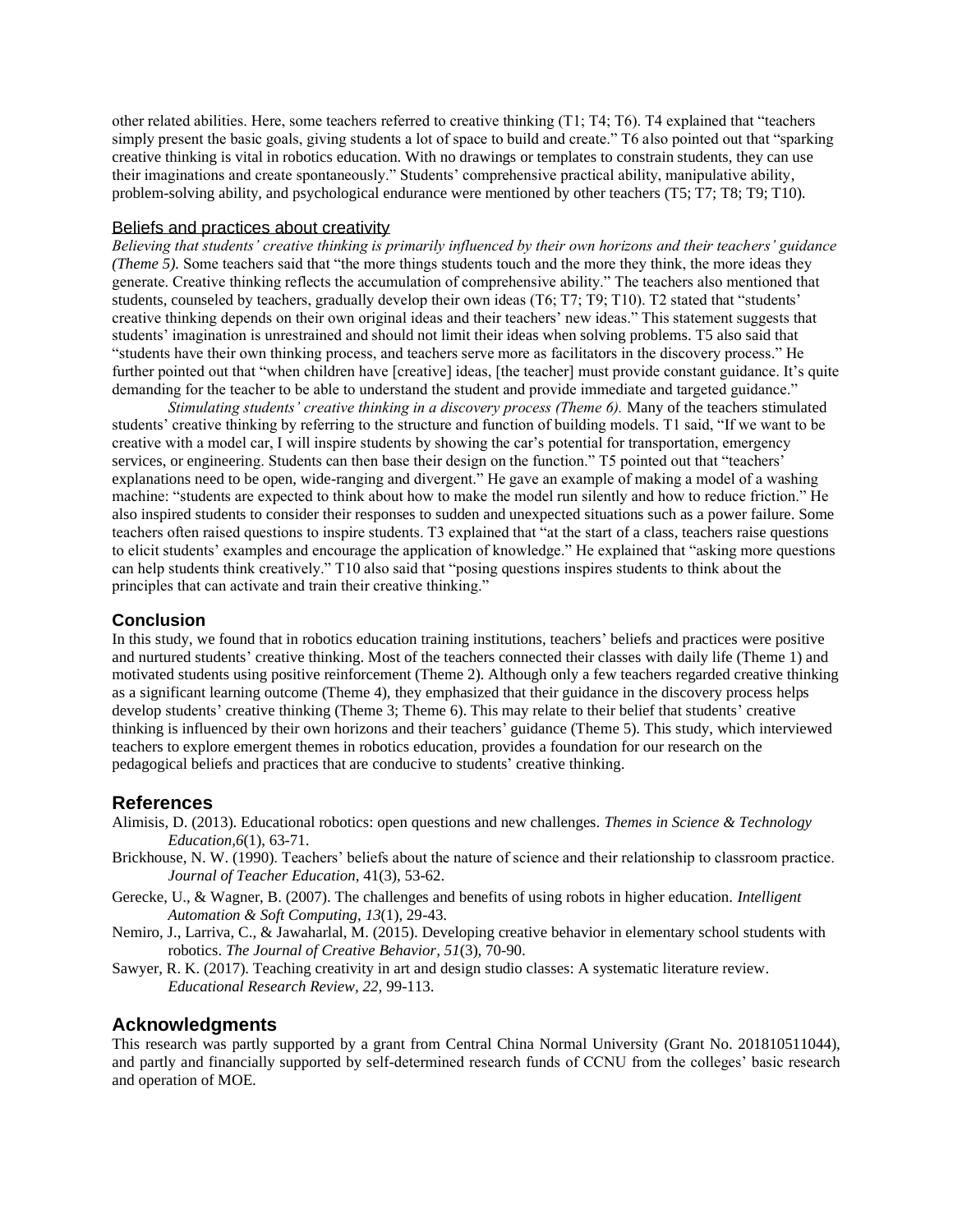other related abilities. Here, some teachers referred to creative thinking (T1; T4; T6). T4 explained that "teachers simply present the basic goals, giving students a lot of space to build and create." T6 also pointed out that "sparking creative thinking is vital in robotics education. With no drawings or templates to constrain students, they can use their imaginations and create spontaneously." Students' comprehensive practical ability, manipulative ability, problem-solving ability, and psychological endurance were mentioned by other teachers (T5; T7; T8; T9; T10).

### Beliefs and practices about creativity

*Believing that students' creative thinking is primarily influenced by their own horizons and their teachers' guidance (Theme 5).* Some teachers said that "the more things students touch and the more they think, the more ideas they generate. Creative thinking reflects the accumulation of comprehensive ability." The teachers also mentioned that students, counseled by teachers, gradually develop their own ideas (T6; T7; T9; T10). T2 stated that "students' creative thinking depends on their own original ideas and their teachers' new ideas." This statement suggests that students' imagination is unrestrained and should not limit their ideas when solving problems. T5 also said that "students have their own thinking process, and teachers serve more as facilitators in the discovery process." He further pointed out that "when children have [creative] ideas, [the teacher] must provide constant guidance. It's quite demanding for the teacher to be able to understand the student and provide immediate and targeted guidance."

*Stimulating students' creative thinking in a discovery process (Theme 6).* Many of the teachers stimulated students' creative thinking by referring to the structure and function of building models. T1 said, "If we want to be creative with a model car, I will inspire students by showing the car's potential for transportation, emergency services, or engineering. Students can then base their design on the function." T5 pointed out that "teachers' explanations need to be open, wide-ranging and divergent." He gave an example of making a model of a washing machine: "students are expected to think about how to make the model run silently and how to reduce friction." He also inspired students to consider their responses to sudden and unexpected situations such as a power failure. Some teachers often raised questions to inspire students. T3 explained that "at the start of a class, teachers raise questions to elicit students' examples and encourage the application of knowledge." He explained that "asking more questions can help students think creatively." T10 also said that "posing questions inspires students to think about the principles that can activate and train their creative thinking."

## Conclusion

In this study, we found that in robotics education training institutions, teachers' beliefs and practices were positive and nurtured students' creative thinking. Most of the teachers connected their classes with daily life (Theme 1) and motivated students using positive reinforcement (Theme 2). Although only a few teachers regarded creative thinking as a significant learning outcome (Theme 4), they emphasized that their guidance in the discovery process helps develop students' creative thinking (Theme 3; Theme 6). This may relate to their belief that students' creative thinking is influenced by their own horizons and their teachers' guidance (Theme 5). This study, which interviewed teachers to explore emergent themes in robotics education, provides a foundation for our research on the pedagogical beliefs and practices that are conducive to students' creative thinking.

## References

Alimisis, D. (2013). Educational robotics: open questions and new challenges. *Themes in Science & Technology Education,6*(1), 63-71.

Brickhouse, N. W. (1990). Teachers' beliefs about the nature of science and their relationship to classroom practice. *Journal of Teacher Education*, 41(3), 53-62.

Gerecke, U., & Wagner, B. (2007). The challenges and benefits of using robots in higher education. *Intelligent Automation & Soft Computing, 13*(1), 29-43.

Nemiro, J., Larriva, C., & Jawaharlal, M. (2015). Developing creative behavior in elementary school students with robotics. *The Journal of Creative Behavior, 51*(3), 70-90.

Sawyer, R. K. (2017). Teaching creativity in art and design studio classes: A systematic literature review. *Educational Research Review, 22,* 99-113.

## Acknowledgments

This research was partly supported by a grant from Central China Normal University (Grant No. 201810511044), and partly and financially supported by self-determined research funds of CCNU from the colleges' basic research and operation of MOE.